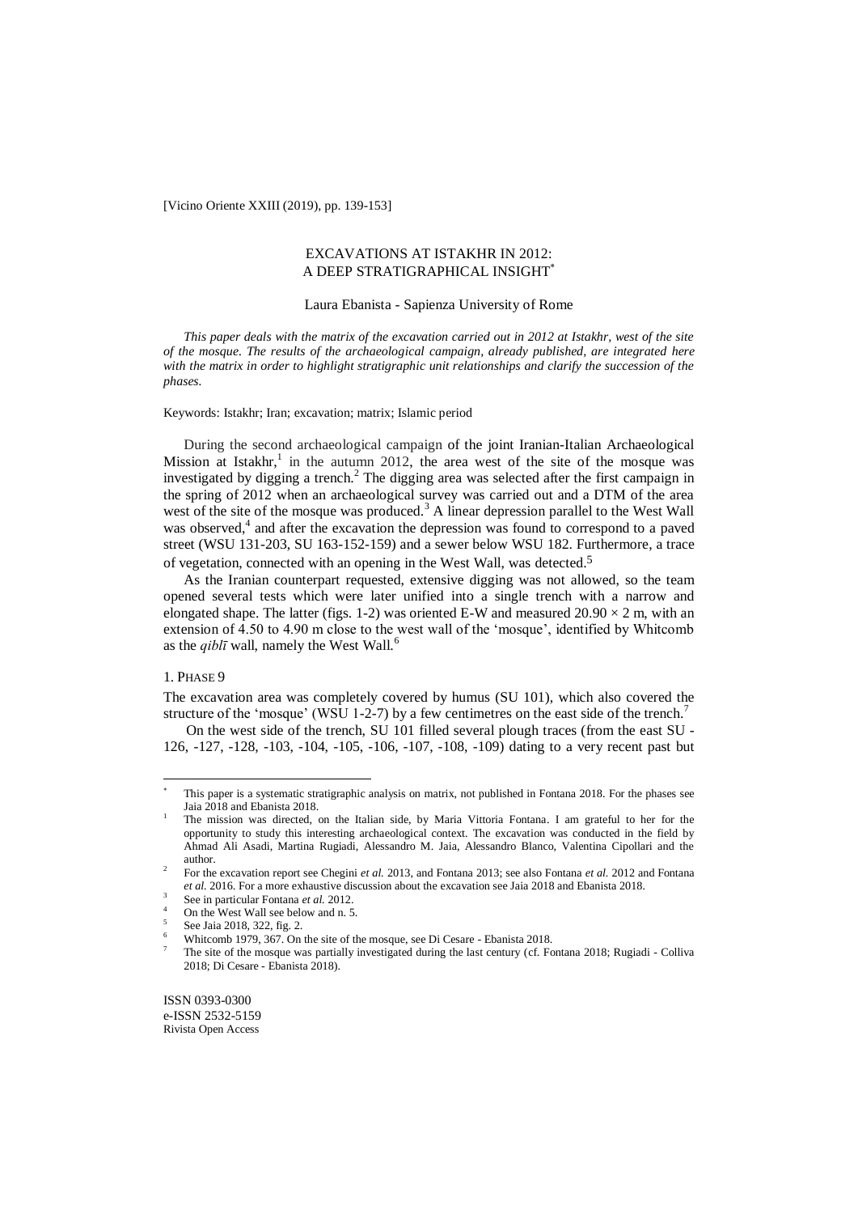# EXCAVATIONS AT ISTAKHR IN 2012: A DEEP STRATIGRAPHICAL INSIGHT[*]

Laura Ebanista - Sapienza University of Rome

*This paper deals with the matrix of the excavation carried out in 2012 at Istakhr, west of the site of the mosque. The results of the archaeological campaign, already published, are integrated here with the matrix in order to highlight stratigraphic unit relationships and clarify the succession of the phases.*

Keywords: Istakhr; Iran; excavation; matrix; Islamic period

During the second archaeological campaign of the joint Iranian-Italian Archaeological Mission at Istakhr,[1] in the autumn 2012, the area west of the site of the mosque was investigated by digging a trench.[2] The digging area was selected after the first campaign in the spring of 2012 when an archaeological survey was carried out and a DTM of the area west of the site of the mosque was produced.[3] A linear depression parallel to the West Wall was observed,[4] and after the excavation the depression was found to correspond to a paved street (WSU 131-203, SU 163-152-159) and a sewer below WSU 182. Furthermore, a trace of vegetation, connected with an opening in the West Wall, was detected.[5]

As the Iranian counterpart requested, extensive digging was not allowed, so the team opened several tests which were later unified into a single trench with a narrow and elongated shape. The latter (figs. 1-2) was oriented E-W and measured 20.90 × 2 m, with an extension of 4.50 to 4.90 m close to the west wall of the 'mosque', identified by Whitcomb as the *qiblī* wall, namely the West Wall.[6]

## 1. Phase 9

The excavation area was completely covered by humus (SU 101), which also covered the structure of the 'mosque' (WSU 1-2-7) by a few centimetres on the east side of the trench.[7]

On the west side of the trench, SU 101 filled several plough traces (from the east SU -126, -127, -128, -103, -104, -105, -106, -107, -108, -109) dating to a very recent past but

---

[*] This paper is a systematic stratigraphic analysis on matrix, not published in Fontana 2018. For the phases see Jaia 2018 and Ebanista 2018.

[1] The mission was directed, on the Italian side, by Maria Vittoria Fontana. I am grateful to her for the opportunity to study this interesting archaeological context. The excavation was conducted in the field by Ahmad Ali Asadi, Martina Rugiadi, Alessandro M. Jaia, Alessandro Blanco, Valentina Cipollari and the author.

[2] For the excavation report see Chegini *et al.* 2013, and Fontana 2013; see also Fontana *et al.* 2012 and Fontana *et al.* 2016. For a more exhaustive discussion about the excavation see Jaia 2018 and Ebanista 2018.

[3] See in particular Fontana *et al.* 2012.

[4] On the West Wall see below and n. 5.

[5] See Jaia 2018, 322, fig. 2.

[6] Whitcomb 1979, 367. On the site of the mosque, see Di Cesare - Ebanista 2018.

[7] The site of the mosque was partially investigated during the last century (cf. Fontana 2018; Rugiadi - Colliva 2018; Di Cesare - Ebanista 2018).

ISSN 0393-0300
e-ISSN 2532-5159
Rivista Open Access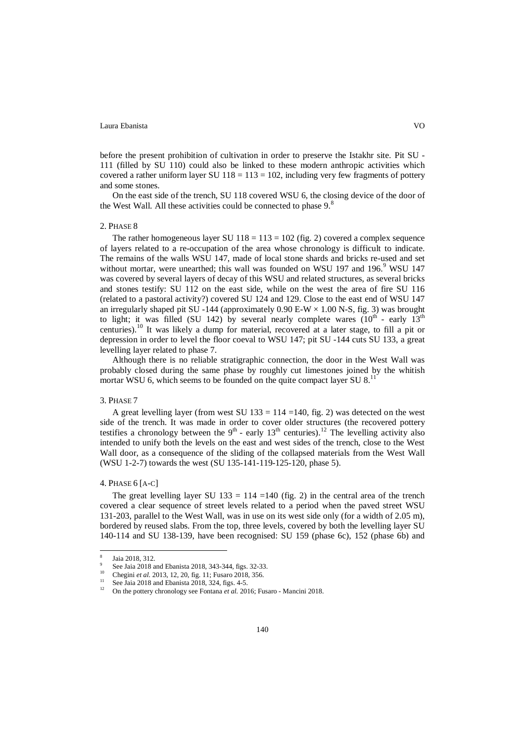before the present prohibition of cultivation in order to preserve the Istakhr site. Pit SU -111 (filled by SU 110) could also be linked to these modern anthropic activities which covered a rather uniform layer SU 118 = 113 = 102, including very few fragments of pottery and some stones.

On the east side of the trench, SU 118 covered WSU 6, the closing device of the door of the West Wall. All these activities could be connected to phase 9.[8]

## 2. Phase 8

The rather homogeneous layer SU 118 = 113 = 102 (fig. 2) covered a complex sequence of layers related to a re-occupation of the area whose chronology is difficult to indicate. The remains of the walls WSU 147, made of local stone shards and bricks re-used and set without mortar, were unearthed; this wall was founded on WSU 197 and 196.[9] WSU 147 was covered by several layers of decay of this WSU and related structures, as several bricks and stones testify: SU 112 on the east side, while on the west the area of fire SU 116 (related to a pastoral activity?) covered SU 124 and 129. Close to the east end of WSU 147 an irregularly shaped pit SU -144 (approximately 0.90 E-W × 1.00 N-S, fig. 3) was brought to light; it was filled (SU 142) by several nearly complete wares (10th - early 13th centuries).[10] It was likely a dump for material, recovered at a later stage, to fill a pit or depression in order to level the floor coeval to WSU 147; pit SU -144 cuts SU 133, a great levelling layer related to phase 7.

Although there is no reliable stratigraphic connection, the door in the West Wall was probably closed during the same phase by roughly cut limestones joined by the whitish mortar WSU 6, which seems to be founded on the quite compact layer SU 8.[11]

## 3. Phase 7

A great levelling layer (from west SU 133 = 114 =140, fig. 2) was detected on the west side of the trench. It was made in order to cover older structures (the recovered pottery testifies a chronology between the 9th - early 13th centuries).[12] The levelling activity also intended to unify both the levels on the east and west sides of the trench, close to the West Wall door, as a consequence of the sliding of the collapsed materials from the West Wall (WSU 1-2-7) towards the west (SU 135-141-119-125-120, phase 5).

## 4. Phase 6 [a-c]

The great levelling layer SU 133 = 114 =140 (fig. 2) in the central area of the trench covered a clear sequence of street levels related to a period when the paved street WSU 131-203, parallel to the West Wall, was in use on its west side only (for a width of 2.05 m), bordered by reused slabs. From the top, three levels, covered by both the levelling layer SU 140-114 and SU 138-139, have been recognised: SU 159 (phase 6c), 152 (phase 6b) and

---

[8] Jaia 2018, 312.

[9] See Jaia 2018 and Ebanista 2018, 343-344, figs. 32-33.

[10] Chegini *et al.* 2013, 12, 20, fig. 11; Fusaro 2018, 356.

[11] See Jaia 2018 and Ebanista 2018, 324, figs. 4-5.

[12] On the pottery chronology see Fontana *et al.* 2016; Fusaro - Mancini 2018.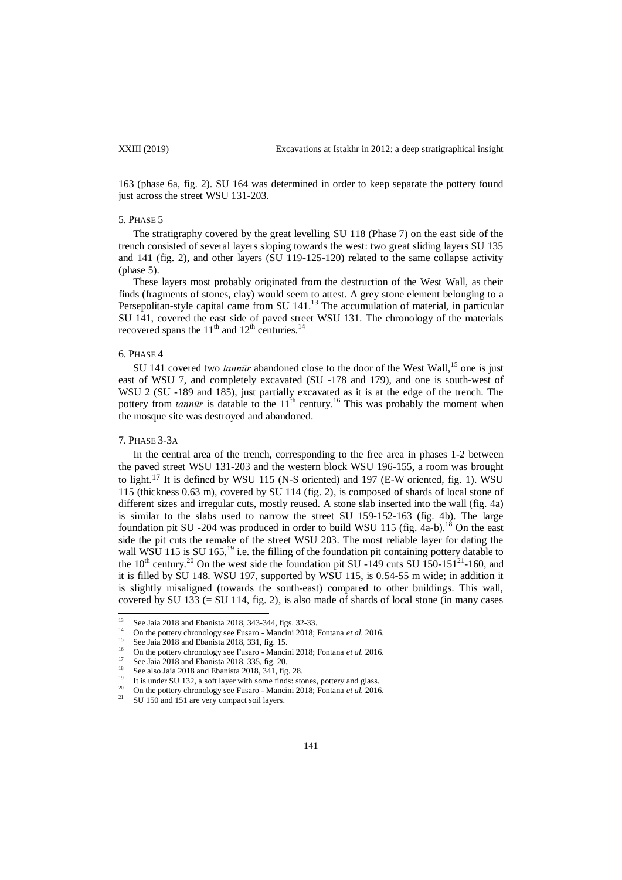163 (phase 6a, fig. 2). SU 164 was determined in order to keep separate the pottery found just across the street WSU 131-203.

## 5. Phase 5

The stratigraphy covered by the great levelling SU 118 (Phase 7) on the east side of the trench consisted of several layers sloping towards the west: two great sliding layers SU 135 and 141 (fig. 2), and other layers (SU 119-125-120) related to the same collapse activity (phase 5).

These layers most probably originated from the destruction of the West Wall, as their finds (fragments of stones, clay) would seem to attest. A grey stone element belonging to a Persepolitan-style capital came from SU 141.[13] The accumulation of material, in particular SU 141, covered the east side of paved street WSU 131. The chronology of the materials recovered spans the 11th and 12th centuries.[14]

## 6. Phase 4

SU 141 covered two *tannūr* abandoned close to the door of the West Wall,[15] one is just east of WSU 7, and completely excavated (SU -178 and 179), and one is south-west of WSU 2 (SU -189 and 185), just partially excavated as it is at the edge of the trench. The pottery from *tannūr* is datable to the 11th century.[16] This was probably the moment when the mosque site was destroyed and abandoned.

## 7. Phase 3-3a

In the central area of the trench, corresponding to the free area in phases 1-2 between the paved street WSU 131-203 and the western block WSU 196-155, a room was brought to light.[17] It is defined by WSU 115 (N-S oriented) and 197 (E-W oriented, fig. 1). WSU 115 (thickness 0.63 m), covered by SU 114 (fig. 2), is composed of shards of local stone of different sizes and irregular cuts, mostly reused. A stone slab inserted into the wall (fig. 4a) is similar to the slabs used to narrow the street SU 159-152-163 (fig. 4b). The large foundation pit SU -204 was produced in order to build WSU 115 (fig. 4a-b).[18] On the east side the pit cuts the remake of the street WSU 203. The most reliable layer for dating the wall WSU 115 is SU 165,[19] i.e. the filling of the foundation pit containing pottery datable to the 10th century.[20] On the west side the foundation pit SU -149 cuts SU 150-151[21]-160, and it is filled by SU 148. WSU 197, supported by WSU 115, is 0.54-55 m wide; in addition it is slightly misaligned (towards the south-east) compared to other buildings. This wall, covered by SU 133 (= SU 114, fig. 2), is also made of shards of local stone (in many cases

---

[13] See Jaia 2018 and Ebanista 2018, 343-344, figs. 32-33.

[14] On the pottery chronology see Fusaro - Mancini 2018; Fontana *et al.* 2016.

[15] See Jaia 2018 and Ebanista 2018, 331, fig. 15.

[16] On the pottery chronology see Fusaro - Mancini 2018; Fontana *et al.* 2016.

[17] See Jaia 2018 and Ebanista 2018, 335, fig. 20.

[18] See also Jaia 2018 and Ebanista 2018, 341, fig. 28.

[19] It is under SU 132, a soft layer with some finds: stones, pottery and glass.

[20] On the pottery chronology see Fusaro - Mancini 2018; Fontana *et al.* 2016.

[21] SU 150 and 151 are very compact soil layers.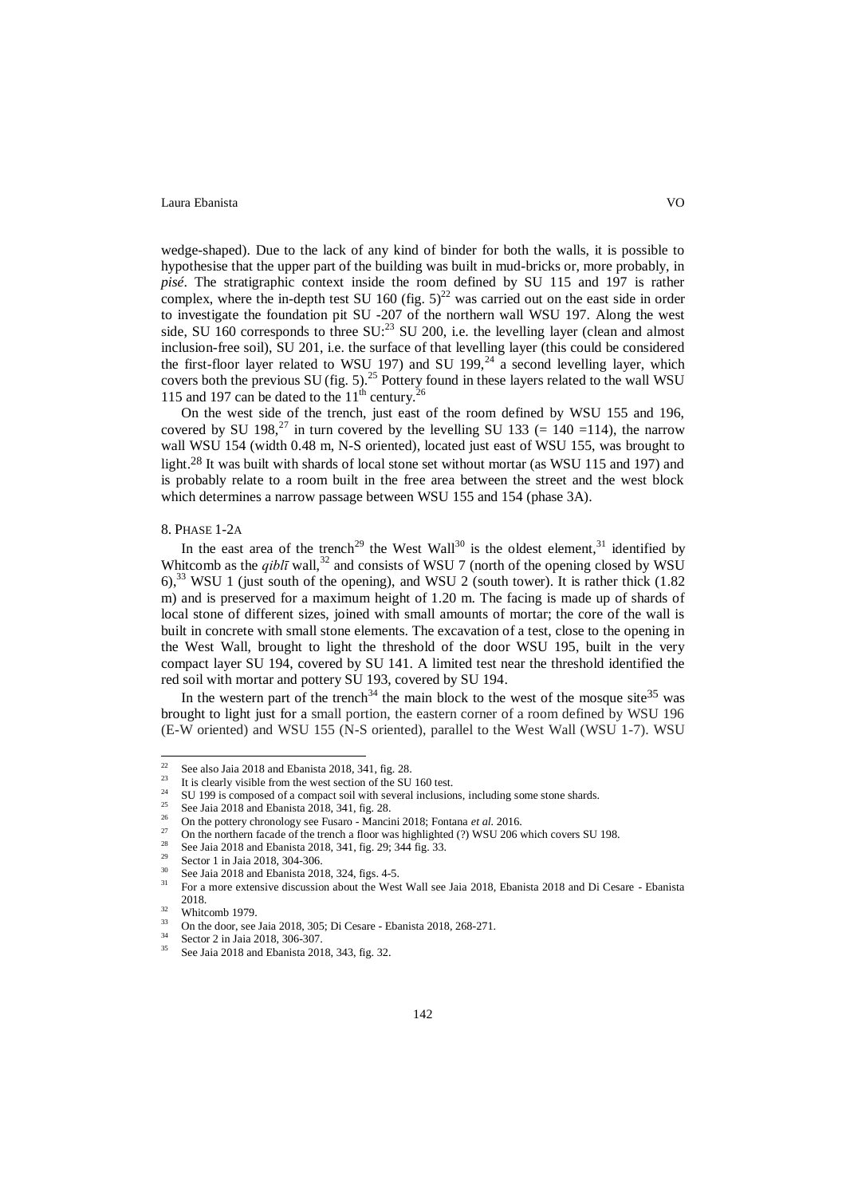wedge-shaped). Due to the lack of any kind of binder for both the walls, it is possible to hypothesise that the upper part of the building was built in mud-bricks or, more probably, in *pisé*. The stratigraphic context inside the room defined by SU 115 and 197 is rather complex, where the in-depth test SU 160 (fig. 5)[22] was carried out on the east side in order to investigate the foundation pit SU -207 of the northern wall WSU 197. Along the west side, SU 160 corresponds to three SU:[23] SU 200, i.e. the levelling layer (clean and almost inclusion-free soil), SU 201, i.e. the surface of that levelling layer (this could be considered the first-floor layer related to WSU 197) and SU 199,[24] a second levelling layer, which covers both the previous SU (fig. 5).[25] Pottery found in these layers related to the wall WSU 115 and 197 can be dated to the 11th century.[26]

On the west side of the trench, just east of the room defined by WSU 155 and 196, covered by SU 198,[27] in turn covered by the levelling SU 133 (= 140 =114), the narrow wall WSU 154 (width 0.48 m, N-S oriented), located just east of WSU 155, was brought to light.[28] It was built with shards of local stone set without mortar (as WSU 115 and 197) and is probably relate to a room built in the free area between the street and the west block which determines a narrow passage between WSU 155 and 154 (phase 3A).

## 8. Phase 1-2A

In the east area of the trench[29] the West Wall[30] is the oldest element,[31] identified by Whitcomb as the *qiblī* wall,[32] and consists of WSU 7 (north of the opening closed by WSU 6),[33] WSU 1 (just south of the opening), and WSU 2 (south tower). It is rather thick (1.82 m) and is preserved for a maximum height of 1.20 m. The facing is made up of shards of local stone of different sizes, joined with small amounts of mortar; the core of the wall is built in concrete with small stone elements. The excavation of a test, close to the opening in the West Wall, brought to light the threshold of the door WSU 195, built in the very compact layer SU 194, covered by SU 141. A limited test near the threshold identified the red soil with mortar and pottery SU 193, covered by SU 194.

In the western part of the trench[34] the main block to the west of the mosque site[35] was brought to light just for a small portion, the eastern corner of a room defined by WSU 196 (E-W oriented) and WSU 155 (N-S oriented), parallel to the West Wall (WSU 1-7). WSU

---

[22] See also Jaia 2018 and Ebanista 2018, 341, fig. 28.

[23] It is clearly visible from the west section of the SU 160 test.

[24] SU 199 is composed of a compact soil with several inclusions, including some stone shards.

[25] See Jaia 2018 and Ebanista 2018, 341, fig. 28.

[26] On the pottery chronology see Fusaro - Mancini 2018; Fontana *et al.* 2016.

[27] On the northern facade of the trench a floor was highlighted (?) WSU 206 which covers SU 198.

[28] See Jaia 2018 and Ebanista 2018, 341, fig. 29; 344 fig. 33.

[29] Sector 1 in Jaia 2018, 304-306.

[30] See Jaia 2018 and Ebanista 2018, 324, figs. 4-5.

[31] For a more extensive discussion about the West Wall see Jaia 2018, Ebanista 2018 and Di Cesare - Ebanista 2018.

[32] Whitcomb 1979.

[33] On the door, see Jaia 2018, 305; Di Cesare - Ebanista 2018, 268-271.

[34] Sector 2 in Jaia 2018, 306-307.

[35] See Jaia 2018 and Ebanista 2018, 343, fig. 32.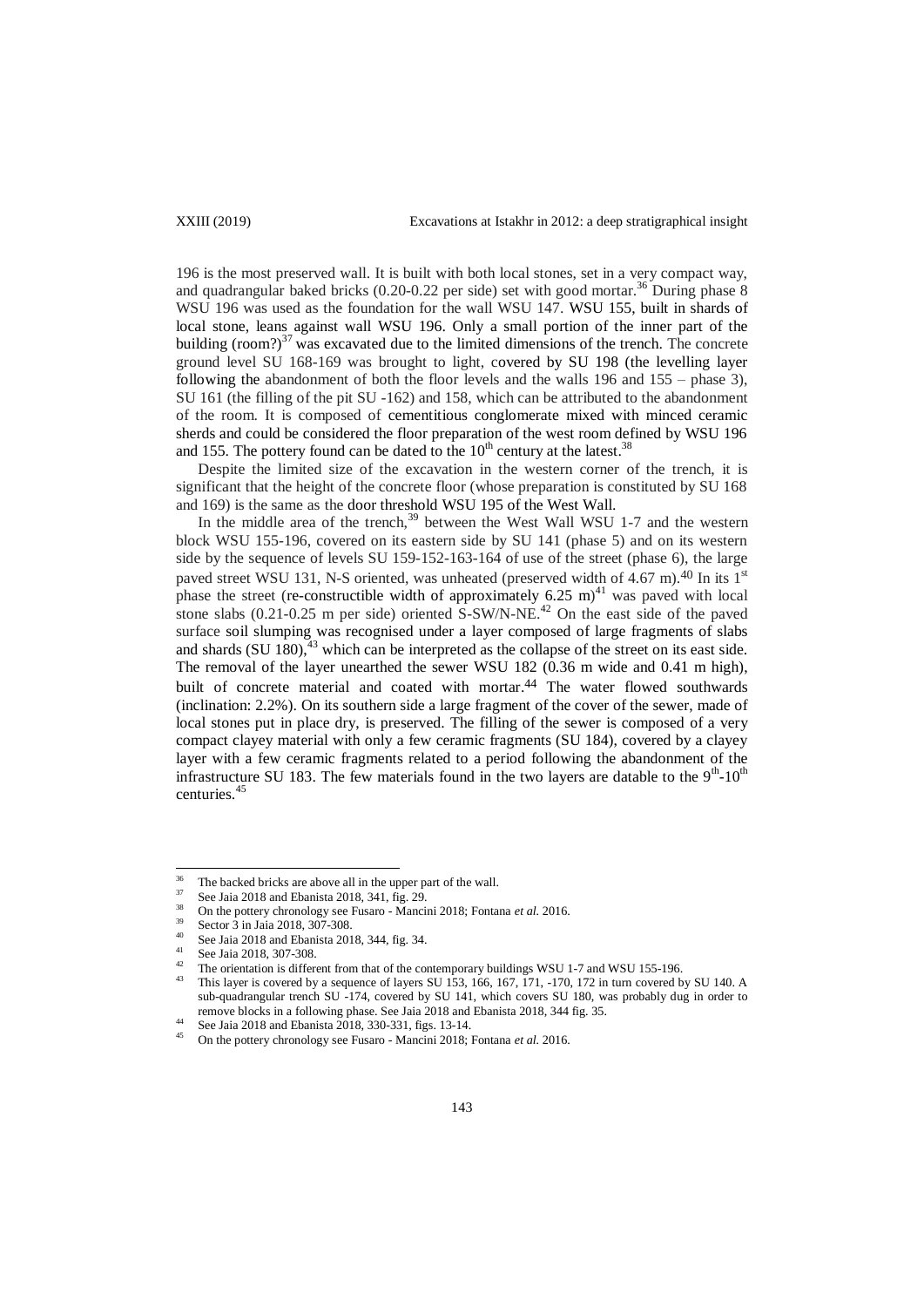196 is the most preserved wall. It is built with both local stones, set in a very compact way, and quadrangular baked bricks (0.20-0.22 per side) set with good mortar.[36] During phase 8 WSU 196 was used as the foundation for the wall WSU 147. WSU 155, built in shards of local stone, leans against wall WSU 196. Only a small portion of the inner part of the building (room?)[37] was excavated due to the limited dimensions of the trench. The concrete ground level SU 168-169 was brought to light, covered by SU 198 (the levelling layer following the abandonment of both the floor levels and the walls 196 and 155 – phase 3), SU 161 (the filling of the pit SU -162) and 158, which can be attributed to the abandonment of the room. It is composed of cementitious conglomerate mixed with minced ceramic sherds and could be considered the floor preparation of the west room defined by WSU 196 and 155. The pottery found can be dated to the 10th century at the latest.[38]

Despite the limited size of the excavation in the western corner of the trench, it is significant that the height of the concrete floor (whose preparation is constituted by SU 168 and 169) is the same as the door threshold WSU 195 of the West Wall.

In the middle area of the trench,[39] between the West Wall WSU 1-7 and the western block WSU 155-196, covered on its eastern side by SU 141 (phase 5) and on its western side by the sequence of levels SU 159-152-163-164 of use of the street (phase 6), the large paved street WSU 131, N-S oriented, was unheated (preserved width of 4.67 m).[40] In its 1st phase the street (re-constructible width of approximately 6.25 m)[41] was paved with local stone slabs (0.21-0.25 m per side) oriented S-SW/N-NE.[42] On the east side of the paved surface soil slumping was recognised under a layer composed of large fragments of slabs and shards (SU 180),[43] which can be interpreted as the collapse of the street on its east side. The removal of the layer unearthed the sewer WSU 182 (0.36 m wide and 0.41 m high), built of concrete material and coated with mortar.[44] The water flowed southwards (inclination: 2.2%). On its southern side a large fragment of the cover of the sewer, made of local stones put in place dry, is preserved. The filling of the sewer is composed of a very compact clayey material with only a few ceramic fragments (SU 184), covered by a clayey layer with a few ceramic fragments related to a period following the abandonment of the infrastructure SU 183. The few materials found in the two layers are datable to the 9th-10th centuries.[45]

---

[36] The backed bricks are above all in the upper part of the wall.

[37] See Jaia 2018 and Ebanista 2018, 341, fig. 29.

[38] On the pottery chronology see Fusaro - Mancini 2018; Fontana *et al.* 2016.

[39] Sector 3 in Jaia 2018, 307-308.

[40] See Jaia 2018 and Ebanista 2018, 344, fig. 34.

[41] See Jaia 2018, 307-308.

[42] The orientation is different from that of the contemporary buildings WSU 1-7 and WSU 155-196.

[43] This layer is covered by a sequence of layers SU 153, 166, 167, 171, -170, 172 in turn covered by SU 140. A sub-quadrangular trench SU -174, covered by SU 141, which covers SU 180, was probably dug in order to remove blocks in a following phase. See Jaia 2018 and Ebanista 2018, 344 fig. 35.

[44] See Jaia 2018 and Ebanista 2018, 330-331, figs. 13-14.

[45] On the pottery chronology see Fusaro - Mancini 2018; Fontana *et al.* 2016.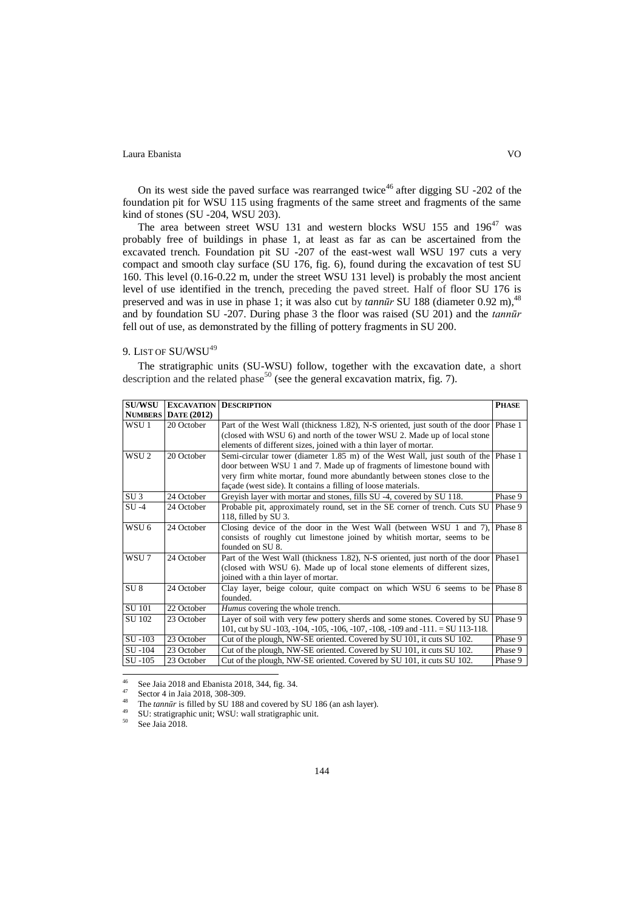On its west side the paved surface was rearranged twice[46] after digging SU -202 of the foundation pit for WSU 115 using fragments of the same street and fragments of the same kind of stones (SU -204, WSU 203).

The area between street WSU 131 and western blocks WSU 155 and 196[47] was probably free of buildings in phase 1, at least as far as can be ascertained from the excavated trench. Foundation pit SU -207 of the east-west wall WSU 197 cuts a very compact and smooth clay surface (SU 176, fig. 6), found during the excavation of test SU 160. This level (0.16-0.22 m, under the street WSU 131 level) is probably the most ancient level of use identified in the trench, preceding the paved street. Half of floor SU 176 is preserved and was in use in phase 1; it was also cut by *tannūr* SU 188 (diameter 0.92 m),[48] and by foundation SU -207. During phase 3 the floor was raised (SU 201) and the *tannūr* fell out of use, as demonstrated by the filling of pottery fragments in SU 200.

## 9. List of SU/WSU[49]

The stratigraphic units (SU-WSU) follow, together with the excavation date, a short description and the related phase[50] (see the general excavation matrix, fig. 7).

| SU/WSU Numbers | Excavation Date (2012) | Description | Phase |
|---|---|---|---|
| WSU 1 | 20 October | Part of the West Wall (thickness 1.82), N-S oriented, just south of the door (closed with WSU 6) and north of the tower WSU 2. Made up of local stone elements of different sizes, joined with a thin layer of mortar. | Phase 1 |
| WSU 2 | 20 October | Semi-circular tower (diameter 1.85 m) of the West Wall, just south of the door between WSU 1 and 7. Made up of fragments of limestone bound with very firm white mortar, found more abundantly between stones close to the façade (west side). It contains a filling of loose materials. | Phase 1 |
| SU 3 | 24 October | Greyish layer with mortar and stones, fills SU -4, covered by SU 118. | Phase 9 |
| SU -4 | 24 October | Probable pit, approximately round, set in the SE corner of trench. Cuts SU 118, filled by SU 3. | Phase 9 |
| WSU 6 | 24 October | Closing device of the door in the West Wall (between WSU 1 and 7), consists of roughly cut limestone joined by whitish mortar, seems to be founded on SU 8. | Phase 8 |
| WSU 7 | 24 October | Part of the West Wall (thickness 1.82), N-S oriented, just north of the door (closed with WSU 6). Made up of local stone elements of different sizes, joined with a thin layer of mortar. | Phase1 |
| SU 8 | 24 October | Clay layer, beige colour, quite compact on which WSU 6 seems to be founded. | Phase 8 |
| SU 101 | 22 October | *Humus* covering the whole trench. | |
| SU 102 | 23 October | Layer of soil with very few pottery sherds and some stones. Covered by SU 101, cut by SU -103, -104, -105, -106, -107, -108, -109 and -111. = SU 113-118. | Phase 9 |
| SU -103 | 23 October | Cut of the plough, NW-SE oriented. Covered by SU 101, it cuts SU 102. | Phase 9 |
| SU -104 | 23 October | Cut of the plough, NW-SE oriented. Covered by SU 101, it cuts SU 102. | Phase 9 |
| SU -105 | 23 October | Cut of the plough, NW-SE oriented. Covered by SU 101, it cuts SU 102. | Phase 9 |

[46] See Jaia 2018 and Ebanista 2018, 344, fig. 34.

[47] Sector 4 in Jaia 2018, 308-309.

[48] The *tannūr* is filled by SU 188 and covered by SU 186 (an ash layer).

[49] SU: stratigraphic unit; WSU: wall stratigraphic unit.

[50] See Jaia 2018.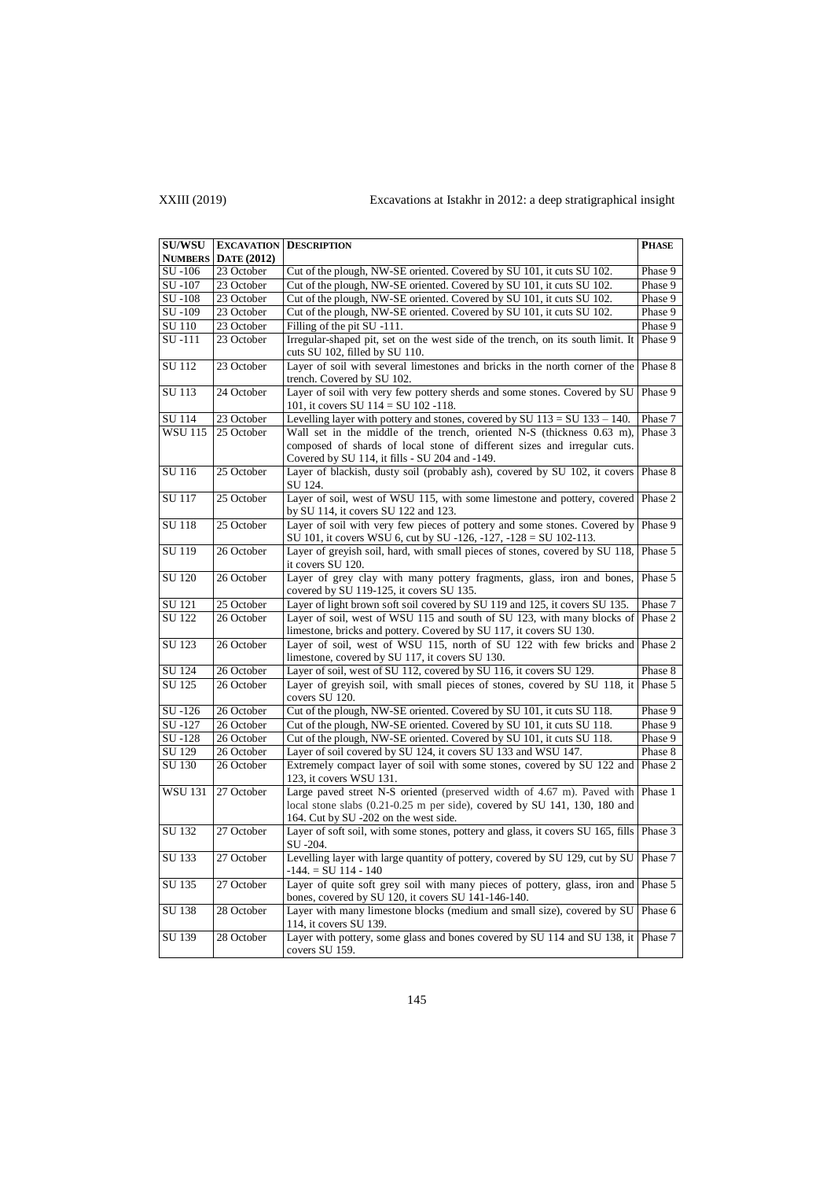| SU/WSU NUMBERS | EXCAVATION DATE (2012) | DESCRIPTION | PHASE |
|---|---|---|---|
| SU -106 | 23 October | Cut of the plough, NW-SE oriented. Covered by SU 101, it cuts SU 102. | Phase 9 |
| SU -107 | 23 October | Cut of the plough, NW-SE oriented. Covered by SU 101, it cuts SU 102. | Phase 9 |
| SU -108 | 23 October | Cut of the plough, NW-SE oriented. Covered by SU 101, it cuts SU 102. | Phase 9 |
| SU -109 | 23 October | Cut of the plough, NW-SE oriented. Covered by SU 101, it cuts SU 102. | Phase 9 |
| SU 110 | 23 October | Filling of the pit SU -111. | Phase 9 |
| SU -111 | 23 October | Irregular-shaped pit, set on the west side of the trench, on its south limit. It cuts SU 102, filled by SU 110. | Phase 9 |
| SU 112 | 23 October | Layer of soil with several limestones and bricks in the north corner of the trench. Covered by SU 102. | Phase 8 |
| SU 113 | 24 October | Layer of soil with very few pottery sherds and some stones. Covered by SU 101, it covers SU 114 = SU 102 -118. | Phase 9 |
| SU 114 | 23 October | Levelling layer with pottery and stones, covered by SU 113 = SU 133 – 140. | Phase 7 |
| WSU 115 | 25 October | Wall set in the middle of the trench, oriented N-S (thickness 0.63 m), composed of shards of local stone of different sizes and irregular cuts. Covered by SU 114, it fills - SU 204 and -149. | Phase 3 |
| SU 116 | 25 October | Layer of blackish, dusty soil (probably ash), covered by SU 102, it covers SU 124. | Phase 8 |
| SU 117 | 25 October | Layer of soil, west of WSU 115, with some limestone and pottery, covered by SU 114, it covers SU 122 and 123. | Phase 2 |
| SU 118 | 25 October | Layer of soil with very few pieces of pottery and some stones. Covered by SU 101, it covers WSU 6, cut by SU -126, -127, -128 = SU 102-113. | Phase 9 |
| SU 119 | 26 October | Layer of greyish soil, hard, with small pieces of stones, covered by SU 118, it covers SU 120. | Phase 5 |
| SU 120 | 26 October | Layer of grey clay with many pottery fragments, glass, iron and bones, covered by SU 119-125, it covers SU 135. | Phase 5 |
| SU 121 | 25 October | Layer of light brown soft soil covered by SU 119 and 125, it covers SU 135. | Phase 7 |
| SU 122 | 26 October | Layer of soil, west of WSU 115 and south of SU 123, with many blocks of limestone, bricks and pottery. Covered by SU 117, it covers SU 130. | Phase 2 |
| SU 123 | 26 October | Layer of soil, west of WSU 115, north of SU 122 with few bricks and limestone, covered by SU 117, it covers SU 130. | Phase 2 |
| SU 124 | 26 October | Layer of soil, west of SU 112, covered by SU 116, it covers SU 129. | Phase 8 |
| SU 125 | 26 October | Layer of greyish soil, with small pieces of stones, covered by SU 118, it covers SU 120. | Phase 5 |
| SU -126 | 26 October | Cut of the plough, NW-SE oriented. Covered by SU 101, it cuts SU 118. | Phase 9 |
| SU -127 | 26 October | Cut of the plough, NW-SE oriented. Covered by SU 101, it cuts SU 118. | Phase 9 |
| SU -128 | 26 October | Cut of the plough, NW-SE oriented. Covered by SU 101, it cuts SU 118. | Phase 9 |
| SU 129 | 26 October | Layer of soil covered by SU 124, it covers SU 133 and WSU 147. | Phase 8 |
| SU 130 | 26 October | Extremely compact layer of soil with some stones, covered by SU 122 and 123, it covers WSU 131. | Phase 2 |
| WSU 131 | 27 October | Large paved street N-S oriented (preserved width of 4.67 m). Paved with local stone slabs (0.21-0.25 m per side), covered by SU 141, 130, 180 and 164. Cut by SU -202 on the west side. | Phase 1 |
| SU 132 | 27 October | Layer of soft soil, with some stones, pottery and glass, it covers SU 165, fills SU -204. | Phase 3 |
| SU 133 | 27 October | Levelling layer with large quantity of pottery, covered by SU 129, cut by SU -144. = SU 114 - 140 | Phase 7 |
| SU 135 | 27 October | Layer of quite soft grey soil with many pieces of pottery, glass, iron and bones, covered by SU 120, it covers SU 141-146-140. | Phase 5 |
| SU 138 | 28 October | Layer with many limestone blocks (medium and small size), covered by SU 114, it covers SU 139. | Phase 6 |
| SU 139 | 28 October | Layer with pottery, some glass and bones covered by SU 114 and SU 138, it covers SU 159. | Phase 7 |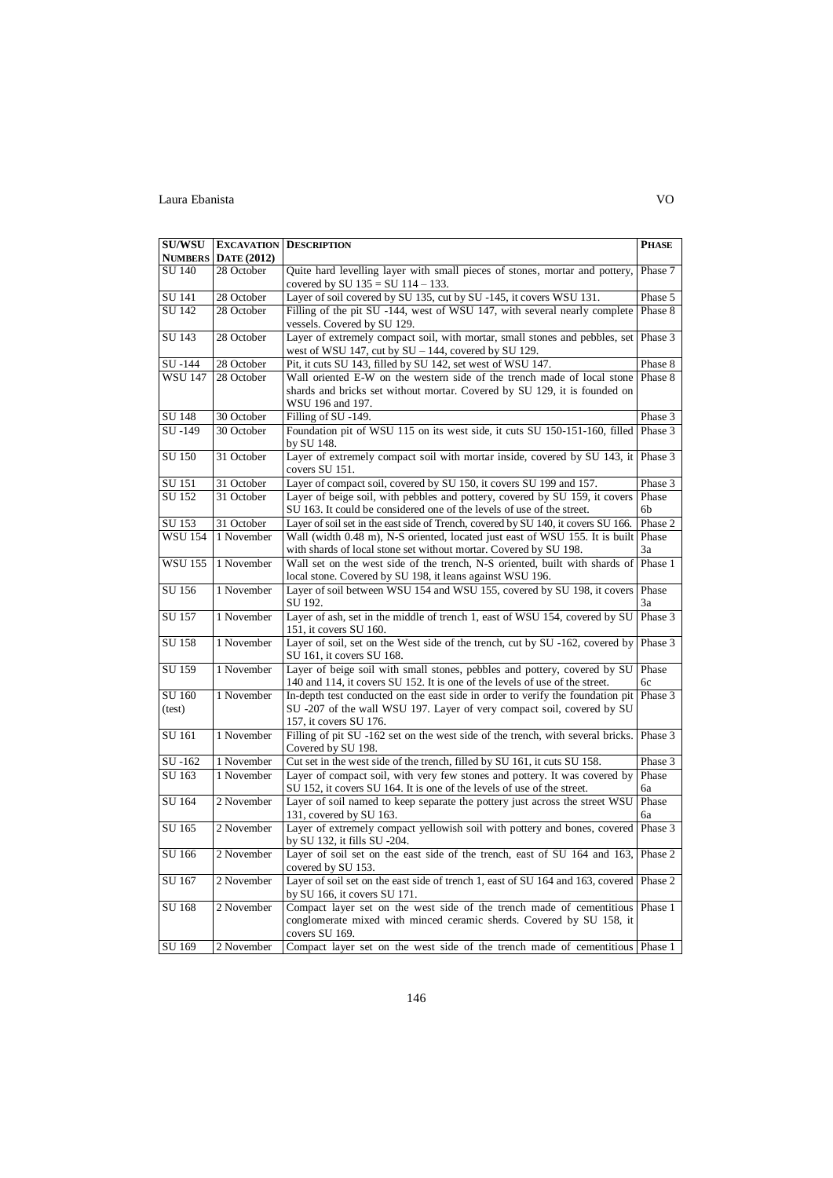| SU/WSU NUMBERS | EXCAVATION DATE (2012) | DESCRIPTION | PHASE |
|---|---|---|---|
| SU 140 | 28 October | Quite hard levelling layer with small pieces of stones, mortar and pottery, covered by SU 135 = SU 114 – 133. | Phase 7 |
| SU 141 | 28 October | Layer of soil covered by SU 135, cut by SU -145, it covers WSU 131. | Phase 5 |
| SU 142 | 28 October | Filling of the pit SU -144, west of WSU 147, with several nearly complete vessels. Covered by SU 129. | Phase 8 |
| SU 143 | 28 October | Layer of extremely compact soil, with mortar, small stones and pebbles, set west of WSU 147, cut by SU – 144, covered by SU 129. | Phase 3 |
| SU -144 | 28 October | Pit, it cuts SU 143, filled by SU 142, set west of WSU 147. | Phase 8 |
| WSU 147 | 28 October | Wall oriented E-W on the western side of the trench made of local stone shards and bricks set without mortar. Covered by SU 129, it is founded on WSU 196 and 197. | Phase 8 |
| SU 148 | 30 October | Filling of SU -149. | Phase 3 |
| SU -149 | 30 October | Foundation pit of WSU 115 on its west side, it cuts SU 150-151-160, filled by SU 148. | Phase 3 |
| SU 150 | 31 October | Layer of extremely compact soil with mortar inside, covered by SU 143, it covers SU 151. | Phase 3 |
| SU 151 | 31 October | Layer of compact soil, covered by SU 150, it covers SU 199 and 157. | Phase 3 |
| SU 152 | 31 October | Layer of beige soil, with pebbles and pottery, covered by SU 159, it covers SU 163. It could be considered one of the levels of use of the street. | Phase 6b |
| SU 153 | 31 October | Layer of soil set in the east side of Trench, covered by SU 140, it covers SU 166. | Phase 2 |
| WSU 154 | 1 November | Wall (width 0.48 m), N-S oriented, located just east of WSU 155. It is built with shards of local stone set without mortar. Covered by SU 198. | Phase 3a |
| WSU 155 | 1 November | Wall set on the west side of the trench, N-S oriented, built with shards of local stone. Covered by SU 198, it leans against WSU 196. | Phase 1 |
| SU 156 | 1 November | Layer of soil between WSU 154 and WSU 155, covered by SU 198, it covers SU 192. | Phase 3a |
| SU 157 | 1 November | Layer of ash, set in the middle of trench 1, east of WSU 154, covered by SU 151, it covers SU 160. | Phase 3 |
| SU 158 | 1 November | Layer of soil, set on the West side of the trench, cut by SU -162, covered by SU 161, it covers SU 168. | Phase 3 |
| SU 159 | 1 November | Layer of beige soil with small stones, pebbles and pottery, covered by SU 140 and 114, it covers SU 152. It is one of the levels of use of the street. | Phase 6c |
| SU 160 (test) | 1 November | In-depth test conducted on the east side in order to verify the foundation pit SU -207 of the wall WSU 197. Layer of very compact soil, covered by SU 157, it covers SU 176. | Phase 3 |
| SU 161 | 1 November | Filling of pit SU -162 set on the west side of the trench, with several bricks. Covered by SU 198. | Phase 3 |
| SU -162 | 1 November | Cut set in the west side of the trench, filled by SU 161, it cuts SU 158. | Phase 3 |
| SU 163 | 1 November | Layer of compact soil, with very few stones and pottery. It was covered by SU 152, it covers SU 164. It is one of the levels of use of the street. | Phase 6a |
| SU 164 | 2 November | Layer of soil named to keep separate the pottery just across the street WSU 131, covered by SU 163. | Phase 6a |
| SU 165 | 2 November | Layer of extremely compact yellowish soil with pottery and bones, covered by SU 132, it fills SU -204. | Phase 3 |
| SU 166 | 2 November | Layer of soil set on the east side of the trench, east of SU 164 and 163, covered by SU 153. | Phase 2 |
| SU 167 | 2 November | Layer of soil set on the east side of trench 1, east of SU 164 and 163, covered by SU 166, it covers SU 171. | Phase 2 |
| SU 168 | 2 November | Compact layer set on the west side of the trench made of cementitious conglomerate mixed with minced ceramic sherds. Covered by SU 158, it covers SU 169. | Phase 1 |
| SU 169 | 2 November | Compact layer set on the west side of the trench made of cementitious | Phase 1 |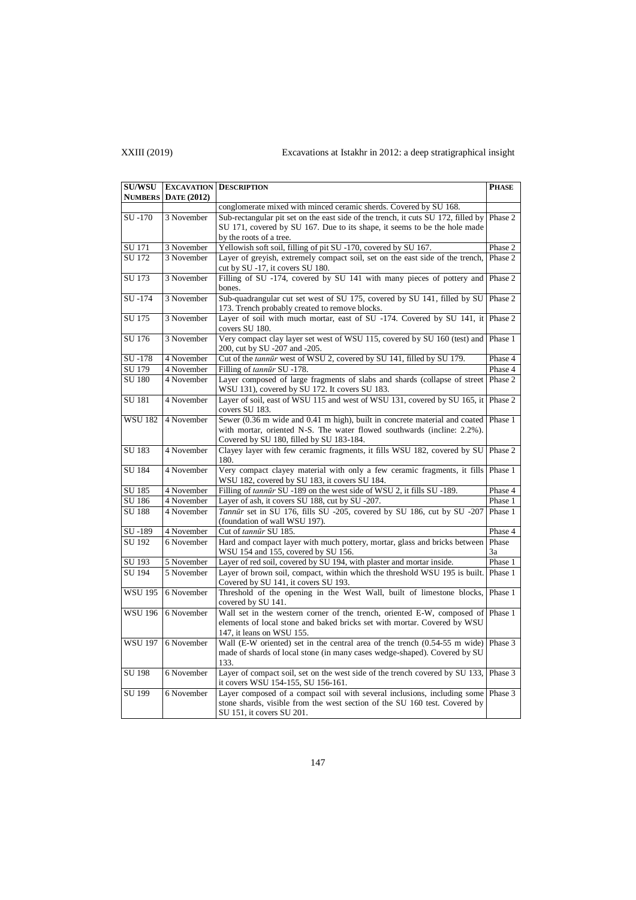| SU/WSU NUMBERS | EXCAVATION DATE (2012) | DESCRIPTION | PHASE |
|---|---|---|---|
| | | conglomerate mixed with minced ceramic sherds. Covered by SU 168. | |
| SU -170 | 3 November | Sub-rectangular pit set on the east side of the trench, it cuts SU 172, filled by SU 171, covered by SU 167. Due to its shape, it seems to be the hole made by the roots of a tree. | Phase 2 |
| SU 171 | 3 November | Yellowish soft soil, filling of pit SU -170, covered by SU 167. | Phase 2 |
| SU 172 | 3 November | Layer of greyish, extremely compact soil, set on the east side of the trench, cut by SU -17, it covers SU 180. | Phase 2 |
| SU 173 | 3 November | Filling of SU -174, covered by SU 141 with many pieces of pottery and bones. | Phase 2 |
| SU -174 | 3 November | Sub-quadrangular cut set west of SU 175, covered by SU 141, filled by SU 173. Trench probably created to remove blocks. | Phase 2 |
| SU 175 | 3 November | Layer of soil with much mortar, east of SU -174. Covered by SU 141, it covers SU 180. | Phase 2 |
| SU 176 | 3 November | Very compact clay layer set west of WSU 115, covered by SU 160 (test) and 200, cut by SU -207 and -205. | Phase 1 |
| SU -178 | 4 November | Cut of the *tannūr* west of WSU 2, covered by SU 141, filled by SU 179. | Phase 4 |
| SU 179 | 4 November | Filling of *tannūr* SU -178. | Phase 4 |
| SU 180 | 4 November | Layer composed of large fragments of slabs and shards (collapse of street WSU 131), covered by SU 172. It covers SU 183. | Phase 2 |
| SU 181 | 4 November | Layer of soil, east of WSU 115 and west of WSU 131, covered by SU 165, it covers SU 183. | Phase 2 |
| WSU 182 | 4 November | Sewer (0.36 m wide and 0.41 m high), built in concrete material and coated with mortar, oriented N-S. The water flowed southwards (incline: 2.2%). Covered by SU 180, filled by SU 183-184. | Phase 1 |
| SU 183 | 4 November | Clayey layer with few ceramic fragments, it fills WSU 182, covered by SU 180. | Phase 2 |
| SU 184 | 4 November | Very compact clayey material with only a few ceramic fragments, it fills WSU 182, covered by SU 183, it covers SU 184. | Phase 1 |
| SU 185 | 4 November | Filling of *tannūr* SU -189 on the west side of WSU 2, it fills SU -189. | Phase 4 |
| SU 186 | 4 November | Layer of ash, it covers SU 188, cut by SU -207. | Phase 1 |
| SU 188 | 4 November | *Tannūr* set in SU 176, fills SU -205, covered by SU 186, cut by SU -207 (foundation of wall WSU 197). | Phase 1 |
| SU -189 | 4 November | Cut of *tannūr* SU 185. | Phase 4 |
| SU 192 | 6 November | Hard and compact layer with much pottery, mortar, glass and bricks between WSU 154 and 155, covered by SU 156. | Phase 3a |
| SU 193 | 5 November | Layer of red soil, covered by SU 194, with plaster and mortar inside. | Phase 1 |
| SU 194 | 5 November | Layer of brown soil, compact, within which the threshold WSU 195 is built. Covered by SU 141, it covers SU 193. | Phase 1 |
| WSU 195 | 6 November | Threshold of the opening in the West Wall, built of limestone blocks, covered by SU 141. | Phase 1 |
| WSU 196 | 6 November | Wall set in the western corner of the trench, oriented E-W, composed of elements of local stone and baked bricks set with mortar. Covered by WSU 147, it leans on WSU 155. | Phase 1 |
| WSU 197 | 6 November | Wall (E-W oriented) set in the central area of the trench (0.54-55 m wide) made of shards of local stone (in many cases wedge-shaped). Covered by SU 133. | Phase 3 |
| SU 198 | 6 November | Layer of compact soil, set on the west side of the trench covered by SU 133, it covers WSU 154-155, SU 156-161. | Phase 3 |
| SU 199 | 6 November | Layer composed of a compact soil with several inclusions, including some stone shards, visible from the west section of the SU 160 test. Covered by SU 151, it covers SU 201. | Phase 3 |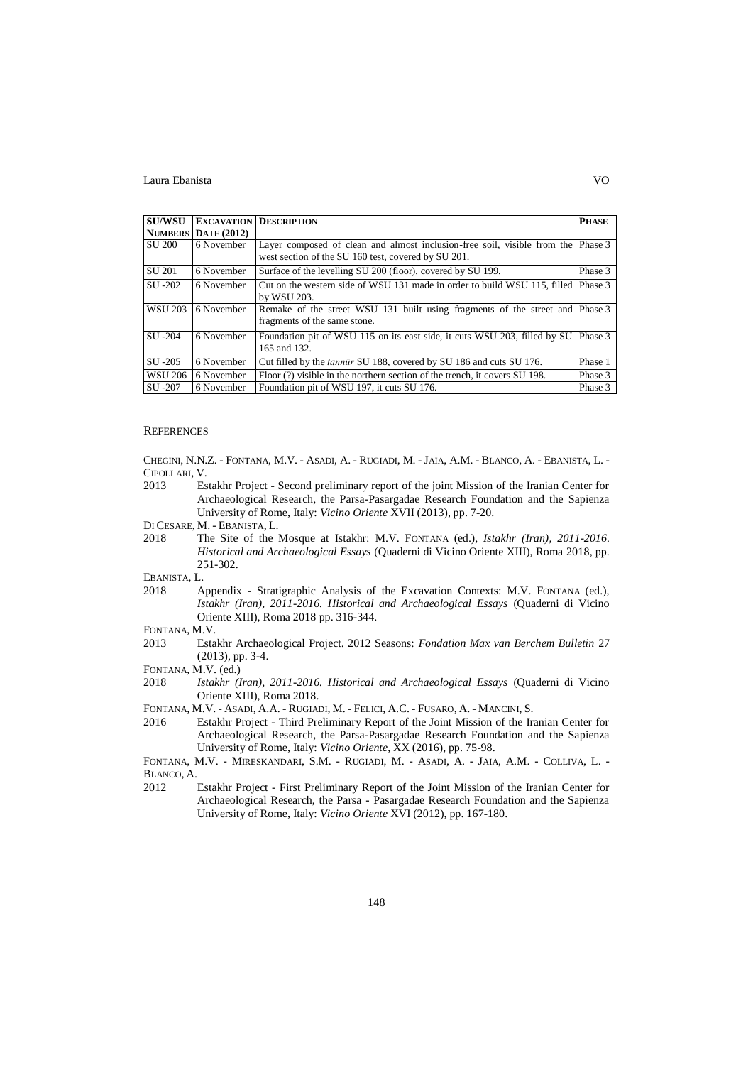| SU/WSU NUMBERS | EXCAVATION DATE (2012) | DESCRIPTION | PHASE |
|---|---|---|---|
| SU 200 | 6 November | Layer composed of clean and almost inclusion-free soil, visible from the west section of the SU 160 test, covered by SU 201. | Phase 3 |
| SU 201 | 6 November | Surface of the levelling SU 200 (floor), covered by SU 199. | Phase 3 |
| SU -202 | 6 November | Cut on the western side of WSU 131 made in order to build WSU 115, filled by WSU 203. | Phase 3 |
| WSU 203 | 6 November | Remake of the street WSU 131 built using fragments of the street and fragments of the same stone. | Phase 3 |
| SU -204 | 6 November | Foundation pit of WSU 115 on its east side, it cuts WSU 203, filled by SU 165 and 132. | Phase 3 |
| SU -205 | 6 November | Cut filled by the *tannūr* SU 188, covered by SU 186 and cuts SU 176. | Phase 1 |
| WSU 206 | 6 November | Floor (?) visible in the northern section of the trench, it covers SU 198. | Phase 3 |
| SU -207 | 6 November | Foundation pit of WSU 197, it cuts SU 176. | Phase 3 |

## REFERENCES

CHEGINI, N.N.Z. - FONTANA, M.V. - ASADI, A. - RUGIADI, M. - JAIA, A.M. - BLANCO, A. - EBANISTA, L. - CIPOLLARI, V.

2013 Estakhr Project - Second preliminary report of the joint Mission of the Iranian Center for Archaeological Research, the Parsa-Pasargadae Research Foundation and the Sapienza University of Rome, Italy: *Vicino Oriente* XVII (2013), pp. 7-20.

DI CESARE, M. - EBANISTA, L.

2018 The Site of the Mosque at Istakhr: M.V. FONTANA (ed.), *Istakhr (Iran), 2011-2016. Historical and Archaeological Essays* (Quaderni di Vicino Oriente XIII), Roma 2018, pp. 251-302.

EBANISTA, L.

2018 Appendix - Stratigraphic Analysis of the Excavation Contexts: M.V. FONTANA (ed.), *Istakhr (Iran), 2011-2016. Historical and Archaeological Essays* (Quaderni di Vicino Oriente XIII), Roma 2018 pp. 316-344.

FONTANA, M.V.

2013 Estakhr Archaeological Project. 2012 Seasons: *Fondation Max van Berchem Bulletin* 27 (2013), pp. 3-4.

FONTANA, M.V. (ed.)

2018 *Istakhr (Iran), 2011-2016. Historical and Archaeological Essays* (Quaderni di Vicino Oriente XIII), Roma 2018.

FONTANA, M.V. - ASADI, A.A. - RUGIADI, M. - FELICI, A.C. - FUSARO, A. - MANCINI, S.

2016 Estakhr Project - Third Preliminary Report of the Joint Mission of the Iranian Center for Archaeological Research, the Parsa-Pasargadae Research Foundation and the Sapienza University of Rome, Italy: *Vicino Oriente*, XX (2016), pp. 75-98.

FONTANA, M.V. - MIRESKANDARI, S.M. - RUGIADI, M. - ASADI, A. - JAIA, A.M. - COLLIVA, L. - BLANCO, A.

2012 Estakhr Project - First Preliminary Report of the Joint Mission of the Iranian Center for Archaeological Research, the Parsa - Pasargadae Research Foundation and the Sapienza University of Rome, Italy: *Vicino Oriente* XVI (2012), pp. 167-180.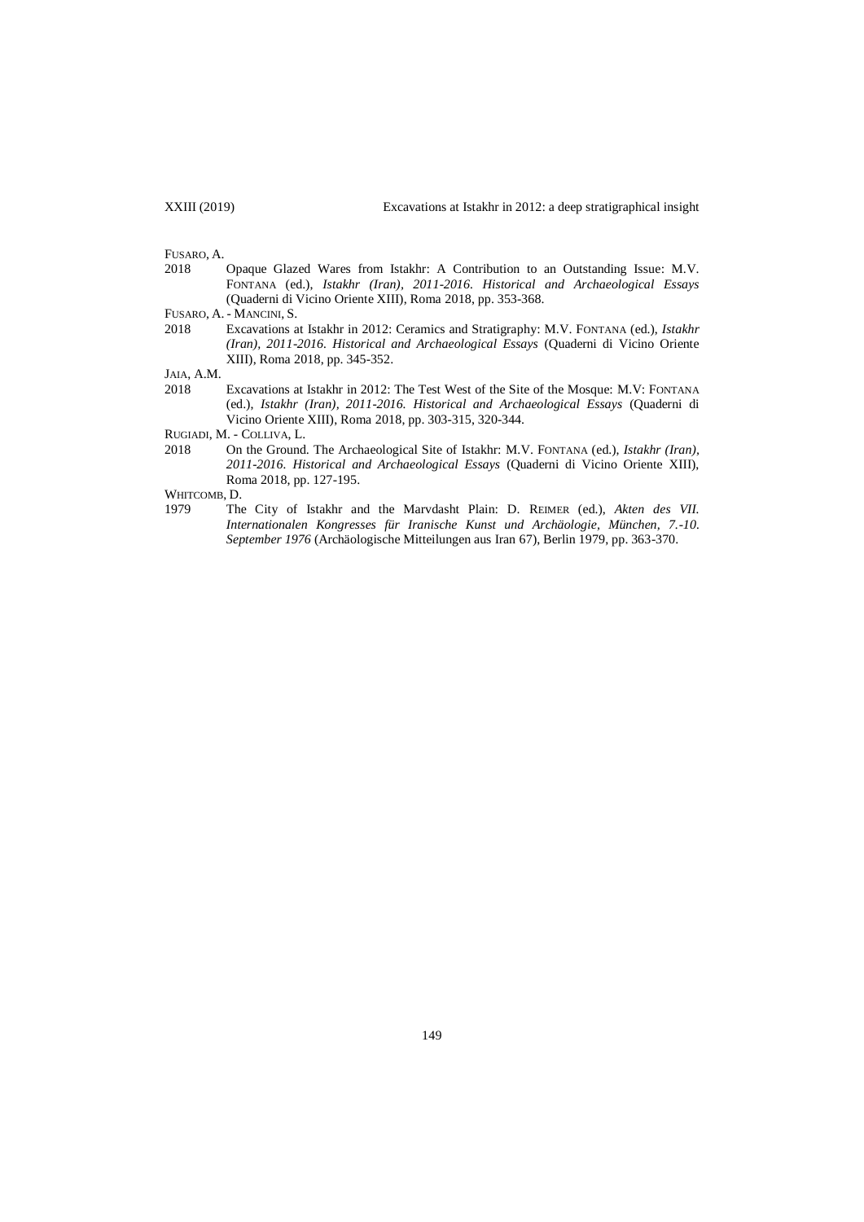FUSARO, A.

2018 Opaque Glazed Wares from Istakhr: A Contribution to an Outstanding Issue: M.V. FONTANA (ed.), *Istakhr (Iran), 2011-2016. Historical and Archaeological Essays* (Quaderni di Vicino Oriente XIII), Roma 2018, pp. 353-368.

FUSARO, A. - MANCINI, S.

2018 Excavations at Istakhr in 2012: Ceramics and Stratigraphy: M.V. FONTANA (ed.), *Istakhr (Iran), 2011-2016. Historical and Archaeological Essays* (Quaderni di Vicino Oriente XIII), Roma 2018, pp. 345-352.

JAIA, A.M.

2018 Excavations at Istakhr in 2012: The Test West of the Site of the Mosque: M.V: FONTANA (ed.), *Istakhr (Iran), 2011-2016. Historical and Archaeological Essays* (Quaderni di Vicino Oriente XIII), Roma 2018, pp. 303-315, 320-344.

RUGIADI, M. - COLLIVA, L.

2018 On the Ground. The Archaeological Site of Istakhr: M.V. FONTANA (ed.), *Istakhr (Iran), 2011-2016. Historical and Archaeological Essays* (Quaderni di Vicino Oriente XIII), Roma 2018, pp. 127-195.

WHITCOMB, D.

1979 The City of Istakhr and the Marvdasht Plain: D. REIMER (ed.), *Akten des VII. Internationalen Kongresses für Iranische Kunst und Archäologie, München, 7.-10. September 1976* (Archäologische Mitteilungen aus Iran 67), Berlin 1979, pp. 363-370.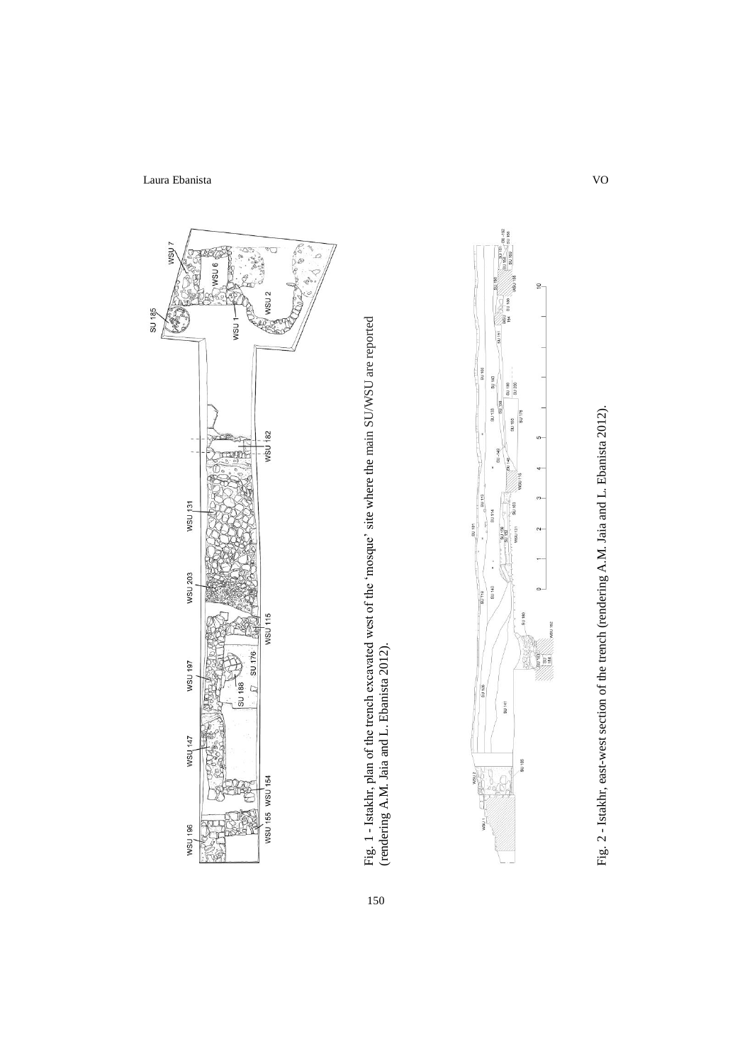Fig. 1 - Istakhr, plan of the trench excavated west of the 'mosque' site where the main SU/WSU are reported (rendering A.M. Jaia and L. Ebanista 2012).

Fig. 2 - Istakhr, east-west section of the trench (rendering A.M. Jaia and L. Ebanista 2012).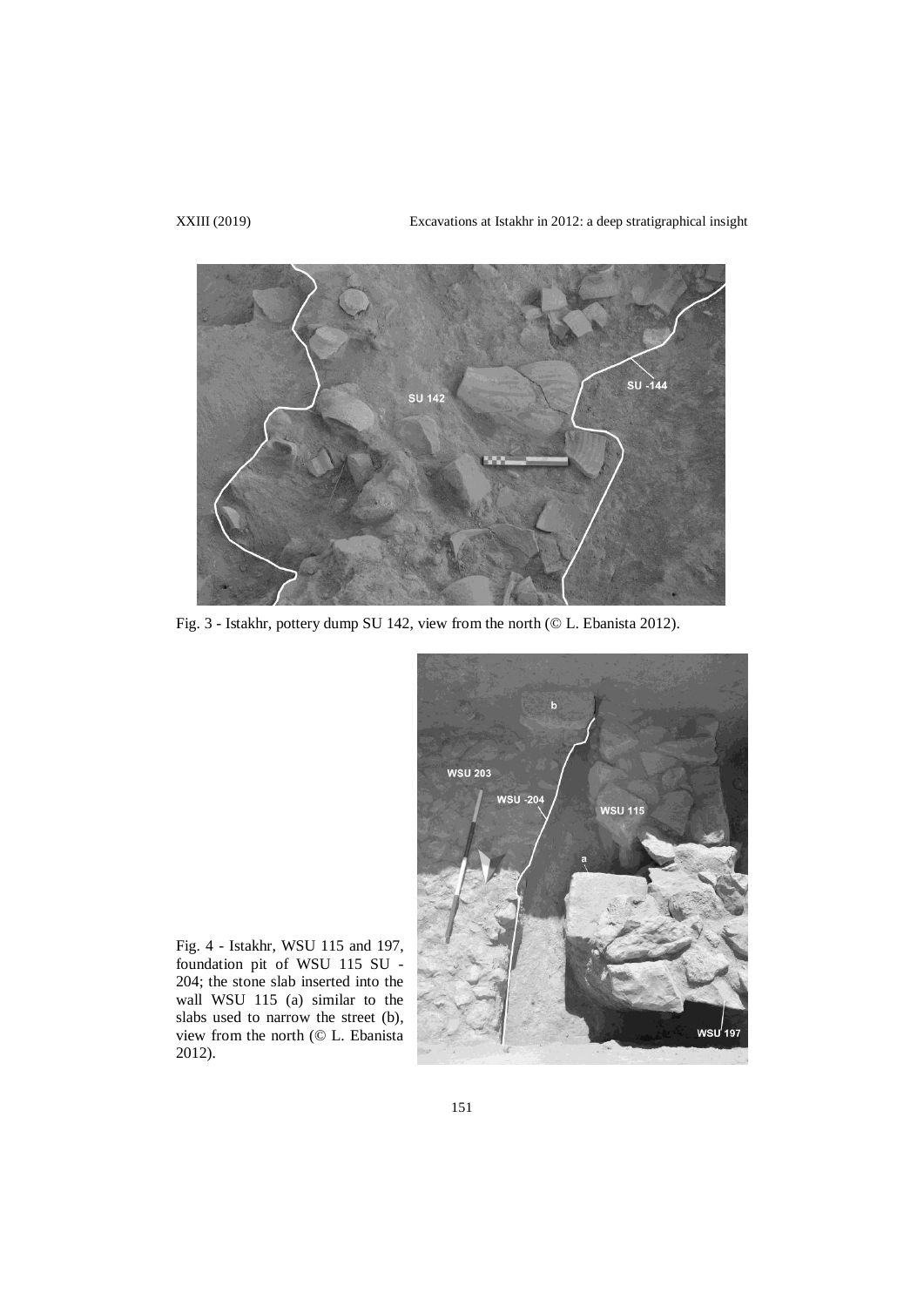Fig. 3 - Istakhr, pottery dump SU 142, view from the north (© L. Ebanista 2012).

Fig. 4 - Istakhr, WSU 115 and 197, foundation pit of WSU 115 SU -204; the stone slab inserted into the wall WSU 115 (a) similar to the slabs used to narrow the street (b), view from the north (© L. Ebanista 2012).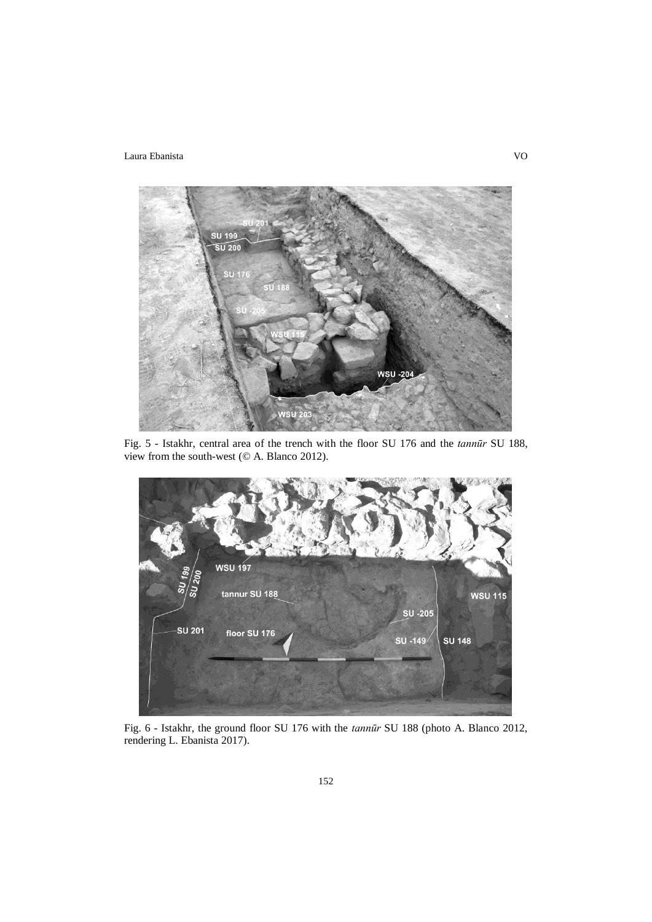Fig. 5 - Istakhr, central area of the trench with the floor SU 176 and the *tannūr* SU 188, view from the south-west (© A. Blanco 2012).

Fig. 6 - Istakhr, the ground floor SU 176 with the *tannūr* SU 188 (photo A. Blanco 2012, rendering L. Ebanista 2017).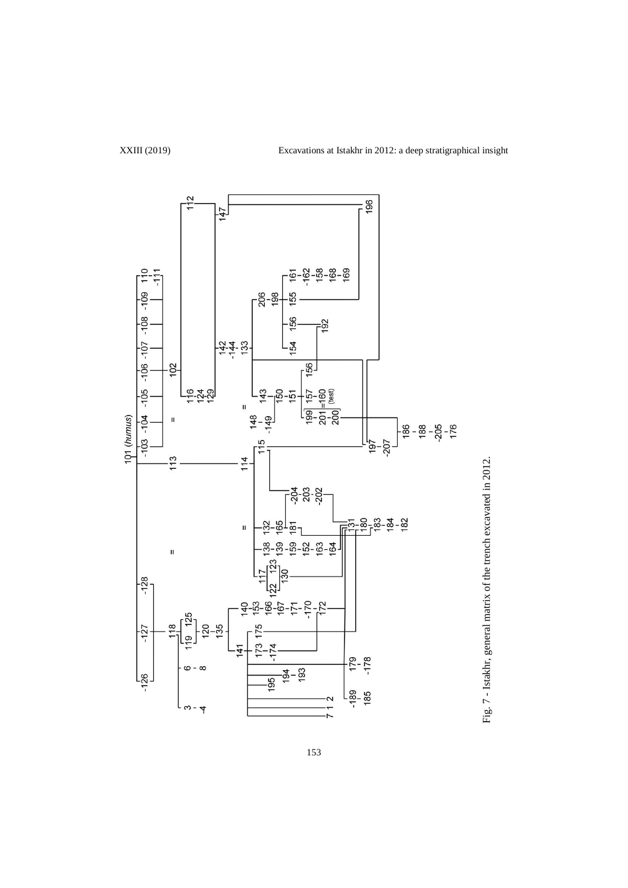Fig. 7 - Istakhr, general matrix of the trench excavated in 2012.